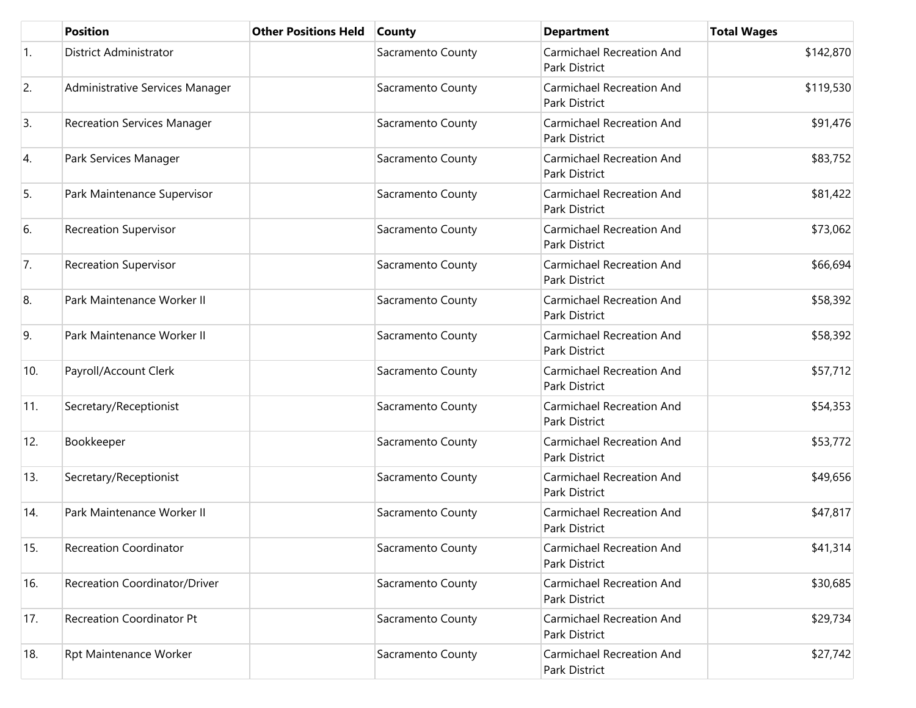| | Position | Other Positions Held | County | Department | Total Wages |
|---|---|---|---|---|---|
| 1. | District Administrator | | Sacramento County | Carmichael Recreation And Park District | $142,870 |
| 2. | Administrative Services Manager | | Sacramento County | Carmichael Recreation And Park District | $119,530 |
| 3. | Recreation Services Manager | | Sacramento County | Carmichael Recreation And Park District | $91,476 |
| 4. | Park Services Manager | | Sacramento County | Carmichael Recreation And Park District | $83,752 |
| 5. | Park Maintenance Supervisor | | Sacramento County | Carmichael Recreation And Park District | $81,422 |
| 6. | Recreation Supervisor | | Sacramento County | Carmichael Recreation And Park District | $73,062 |
| 7. | Recreation Supervisor | | Sacramento County | Carmichael Recreation And Park District | $66,694 |
| 8. | Park Maintenance Worker II | | Sacramento County | Carmichael Recreation And Park District | $58,392 |
| 9. | Park Maintenance Worker II | | Sacramento County | Carmichael Recreation And Park District | $58,392 |
| 10. | Payroll/Account Clerk | | Sacramento County | Carmichael Recreation And Park District | $57,712 |
| 11. | Secretary/Receptionist | | Sacramento County | Carmichael Recreation And Park District | $54,353 |
| 12. | Bookkeeper | | Sacramento County | Carmichael Recreation And Park District | $53,772 |
| 13. | Secretary/Receptionist | | Sacramento County | Carmichael Recreation And Park District | $49,656 |
| 14. | Park Maintenance Worker II | | Sacramento County | Carmichael Recreation And Park District | $47,817 |
| 15. | Recreation Coordinator | | Sacramento County | Carmichael Recreation And Park District | $41,314 |
| 16. | Recreation Coordinator/Driver | | Sacramento County | Carmichael Recreation And Park District | $30,685 |
| 17. | Recreation Coordinator Pt | | Sacramento County | Carmichael Recreation And Park District | $29,734 |
| 18. | Rpt Maintenance Worker | | Sacramento County | Carmichael Recreation And Park District | $27,742 |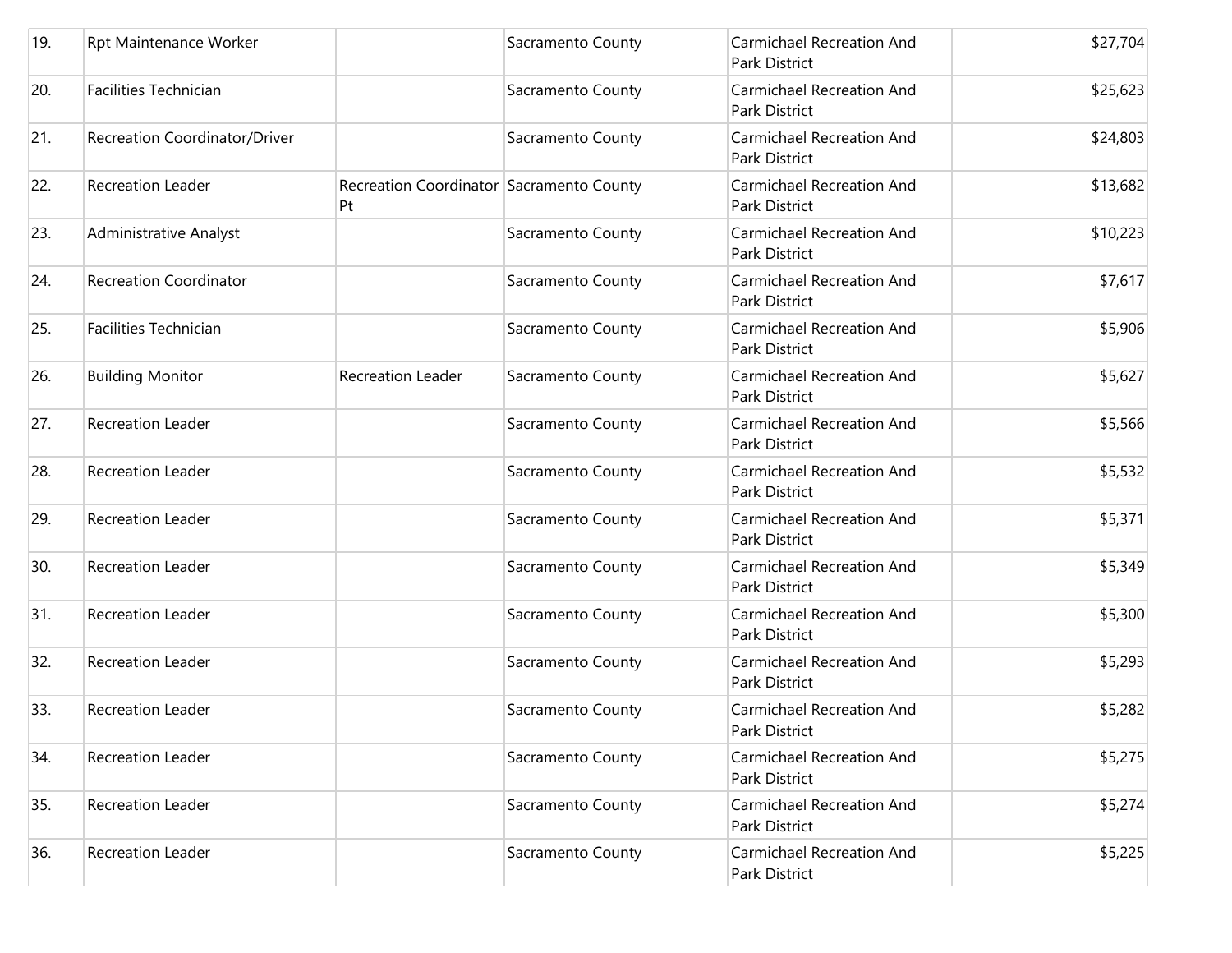| 19. | Rpt Maintenance Worker | | Sacramento County | Carmichael Recreation And Park District | $27,704 |
|---|---|---|---|---|---|
| 20. | Facilities Technician | | Sacramento County | Carmichael Recreation And Park District | $25,623 |
| 21. | Recreation Coordinator/Driver | | Sacramento County | Carmichael Recreation And Park District | $24,803 |
| 22. | Recreation Leader | Recreation Coordinator Pt | Sacramento County | Carmichael Recreation And Park District | $13,682 |
| 23. | Administrative Analyst | | Sacramento County | Carmichael Recreation And Park District | $10,223 |
| 24. | Recreation Coordinator | | Sacramento County | Carmichael Recreation And Park District | $7,617 |
| 25. | Facilities Technician | | Sacramento County | Carmichael Recreation And Park District | $5,906 |
| 26. | Building Monitor | Recreation Leader | Sacramento County | Carmichael Recreation And Park District | $5,627 |
| 27. | Recreation Leader | | Sacramento County | Carmichael Recreation And Park District | $5,566 |
| 28. | Recreation Leader | | Sacramento County | Carmichael Recreation And Park District | $5,532 |
| 29. | Recreation Leader | | Sacramento County | Carmichael Recreation And Park District | $5,371 |
| 30. | Recreation Leader | | Sacramento County | Carmichael Recreation And Park District | $5,349 |
| 31. | Recreation Leader | | Sacramento County | Carmichael Recreation And Park District | $5,300 |
| 32. | Recreation Leader | | Sacramento County | Carmichael Recreation And Park District | $5,293 |
| 33. | Recreation Leader | | Sacramento County | Carmichael Recreation And Park District | $5,282 |
| 34. | Recreation Leader | | Sacramento County | Carmichael Recreation And Park District | $5,275 |
| 35. | Recreation Leader | | Sacramento County | Carmichael Recreation And Park District | $5,274 |
| 36. | Recreation Leader | | Sacramento County | Carmichael Recreation And Park District | $5,225 |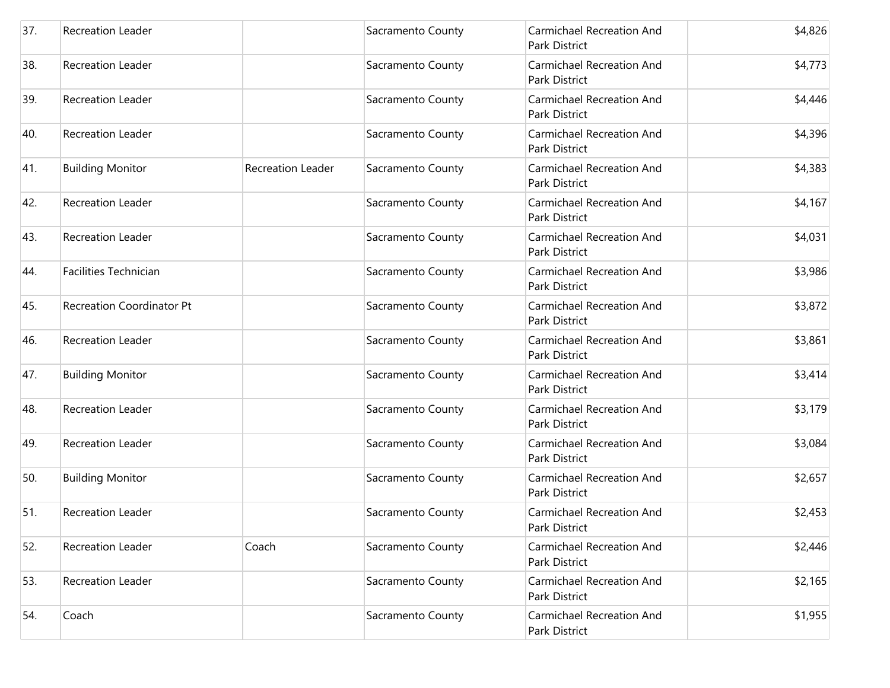| | | | | | |
|---|---|---|---|---|---|
| 37. | Recreation Leader | | Sacramento County | Carmichael Recreation And Park District | $4,826 |
| 38. | Recreation Leader | | Sacramento County | Carmichael Recreation And Park District | $4,773 |
| 39. | Recreation Leader | | Sacramento County | Carmichael Recreation And Park District | $4,446 |
| 40. | Recreation Leader | | Sacramento County | Carmichael Recreation And Park District | $4,396 |
| 41. | Building Monitor | Recreation Leader | Sacramento County | Carmichael Recreation And Park District | $4,383 |
| 42. | Recreation Leader | | Sacramento County | Carmichael Recreation And Park District | $4,167 |
| 43. | Recreation Leader | | Sacramento County | Carmichael Recreation And Park District | $4,031 |
| 44. | Facilities Technician | | Sacramento County | Carmichael Recreation And Park District | $3,986 |
| 45. | Recreation Coordinator Pt | | Sacramento County | Carmichael Recreation And Park District | $3,872 |
| 46. | Recreation Leader | | Sacramento County | Carmichael Recreation And Park District | $3,861 |
| 47. | Building Monitor | | Sacramento County | Carmichael Recreation And Park District | $3,414 |
| 48. | Recreation Leader | | Sacramento County | Carmichael Recreation And Park District | $3,179 |
| 49. | Recreation Leader | | Sacramento County | Carmichael Recreation And Park District | $3,084 |
| 50. | Building Monitor | | Sacramento County | Carmichael Recreation And Park District | $2,657 |
| 51. | Recreation Leader | | Sacramento County | Carmichael Recreation And Park District | $2,453 |
| 52. | Recreation Leader | Coach | Sacramento County | Carmichael Recreation And Park District | $2,446 |
| 53. | Recreation Leader | | Sacramento County | Carmichael Recreation And Park District | $2,165 |
| 54. | Coach | | Sacramento County | Carmichael Recreation And Park District | $1,955 |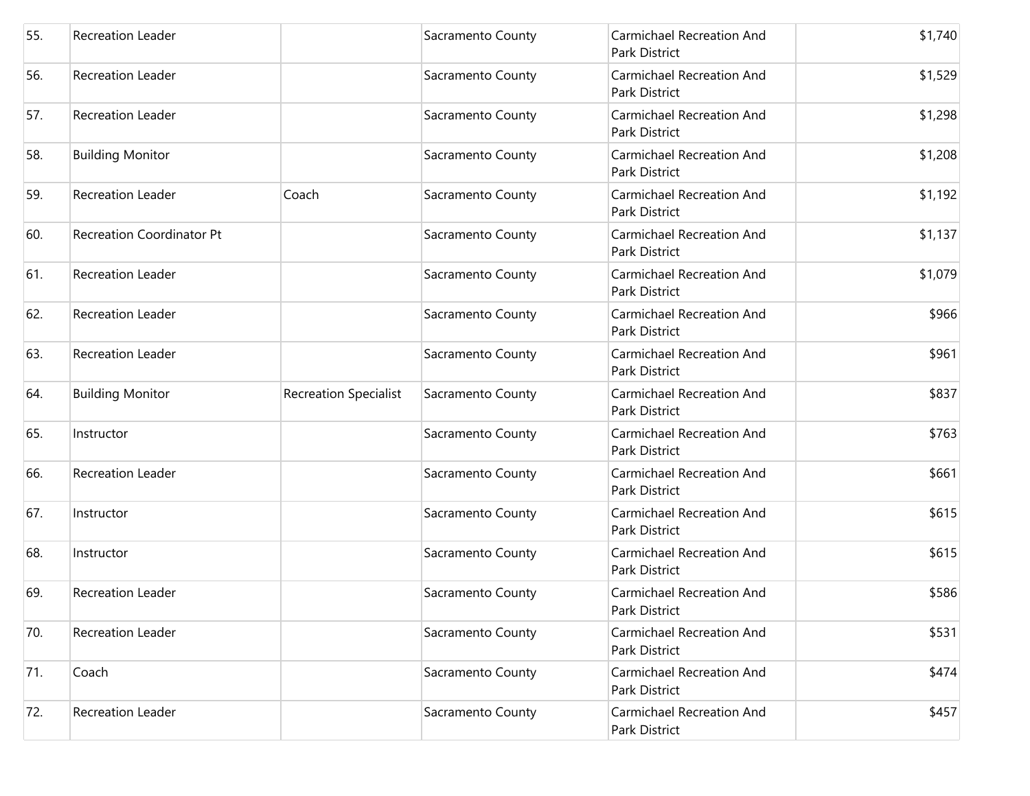| | | | | | |
|---|---|---|---|---|---|
| 55. | Recreation Leader | | Sacramento County | Carmichael Recreation And Park District | $1,740 |
| 56. | Recreation Leader | | Sacramento County | Carmichael Recreation And Park District | $1,529 |
| 57. | Recreation Leader | | Sacramento County | Carmichael Recreation And Park District | $1,298 |
| 58. | Building Monitor | | Sacramento County | Carmichael Recreation And Park District | $1,208 |
| 59. | Recreation Leader | Coach | Sacramento County | Carmichael Recreation And Park District | $1,192 |
| 60. | Recreation Coordinator Pt | | Sacramento County | Carmichael Recreation And Park District | $1,137 |
| 61. | Recreation Leader | | Sacramento County | Carmichael Recreation And Park District | $1,079 |
| 62. | Recreation Leader | | Sacramento County | Carmichael Recreation And Park District | $966 |
| 63. | Recreation Leader | | Sacramento County | Carmichael Recreation And Park District | $961 |
| 64. | Building Monitor | Recreation Specialist | Sacramento County | Carmichael Recreation And Park District | $837 |
| 65. | Instructor | | Sacramento County | Carmichael Recreation And Park District | $763 |
| 66. | Recreation Leader | | Sacramento County | Carmichael Recreation And Park District | $661 |
| 67. | Instructor | | Sacramento County | Carmichael Recreation And Park District | $615 |
| 68. | Instructor | | Sacramento County | Carmichael Recreation And Park District | $615 |
| 69. | Recreation Leader | | Sacramento County | Carmichael Recreation And Park District | $586 |
| 70. | Recreation Leader | | Sacramento County | Carmichael Recreation And Park District | $531 |
| 71. | Coach | | Sacramento County | Carmichael Recreation And Park District | $474 |
| 72. | Recreation Leader | | Sacramento County | Carmichael Recreation And Park District | $457 |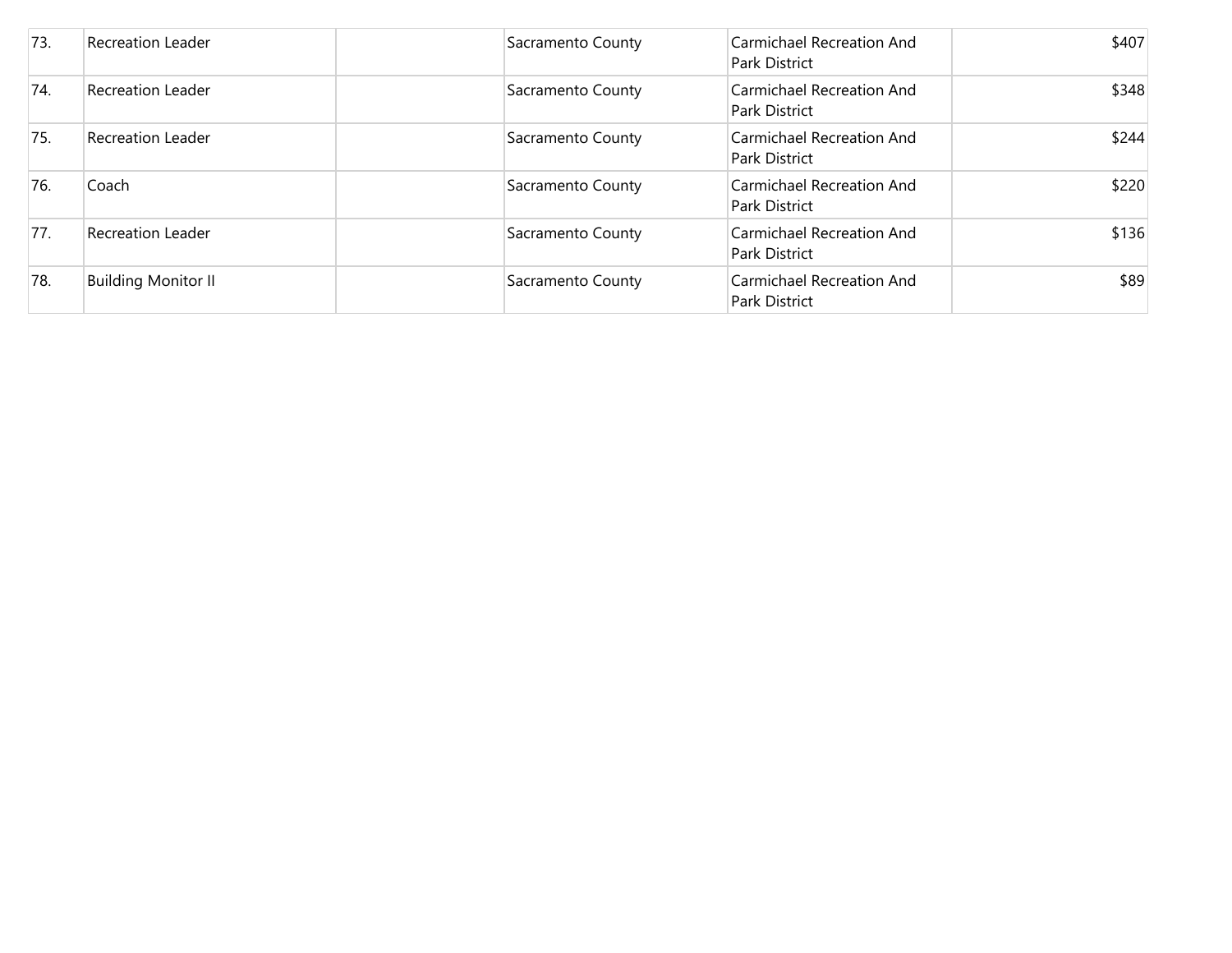| | | | | | |
|---|---|---|---|---|---|
| 73. | Recreation Leader | | Sacramento County | Carmichael Recreation And Park District | $407 |
| 74. | Recreation Leader | | Sacramento County | Carmichael Recreation And Park District | $348 |
| 75. | Recreation Leader | | Sacramento County | Carmichael Recreation And Park District | $244 |
| 76. | Coach | | Sacramento County | Carmichael Recreation And Park District | $220 |
| 77. | Recreation Leader | | Sacramento County | Carmichael Recreation And Park District | $136 |
| 78. | Building Monitor II | | Sacramento County | Carmichael Recreation And Park District | $89 |